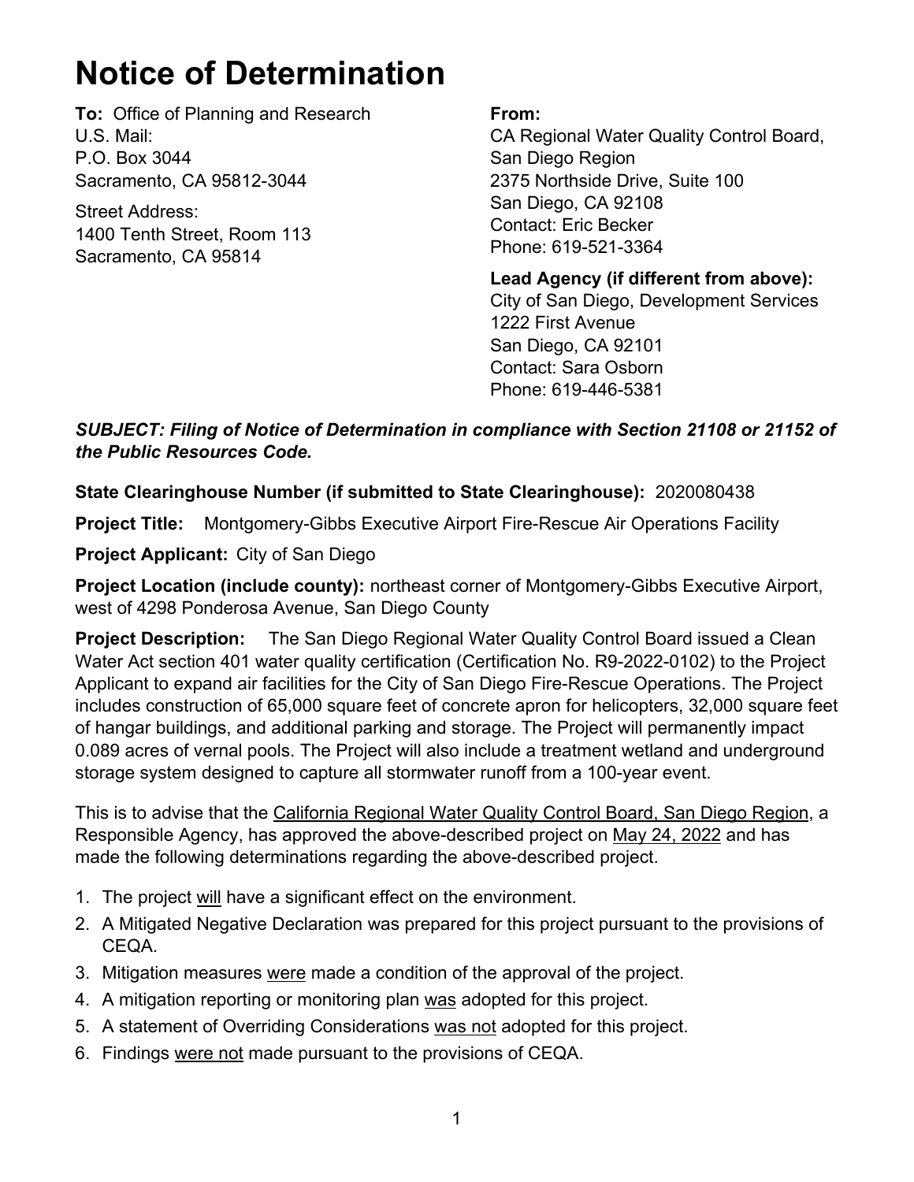# Notice of Determination

**To:** Office of Planning and Research
U.S. Mail:
P.O. Box 3044
Sacramento, CA 95812-3044

Street Address:
1400 Tenth Street, Room 113
Sacramento, CA 95814

**From:**
CA Regional Water Quality Control Board, San Diego Region
2375 Northside Drive, Suite 100
San Diego, CA 92108
Contact: Eric Becker
Phone: 619-521-3364

**Lead Agency (if different from above):**
City of San Diego, Development Services
1222 First Avenue
San Diego, CA 92101
Contact: Sara Osborn
Phone: 619-446-5381

***SUBJECT: Filing of Notice of Determination in compliance with Section 21108 or 21152 of the Public Resources Code.***

**State Clearinghouse Number (if submitted to State Clearinghouse):** 2020080438

**Project Title:** Montgomery-Gibbs Executive Airport Fire-Rescue Air Operations Facility

**Project Applicant:** City of San Diego

**Project Location (include county):** northeast corner of Montgomery-Gibbs Executive Airport, west of 4298 Ponderosa Avenue, San Diego County

**Project Description:** The San Diego Regional Water Quality Control Board issued a Clean Water Act section 401 water quality certification (Certification No. R9-2022-0102) to the Project Applicant to expand air facilities for the City of San Diego Fire-Rescue Operations. The Project includes construction of 65,000 square feet of concrete apron for helicopters, 32,000 square feet of hangar buildings, and additional parking and storage. The Project will permanently impact 0.089 acres of vernal pools. The Project will also include a treatment wetland and underground storage system designed to capture all stormwater runoff from a 100-year event.

This is to advise that the California Regional Water Quality Control Board, San Diego Region, a Responsible Agency, has approved the above-described project on May 24, 2022 and has made the following determinations regarding the above-described project.

1. The project will have a significant effect on the environment.
2. A Mitigated Negative Declaration was prepared for this project pursuant to the provisions of CEQA.
3. Mitigation measures were made a condition of the approval of the project.
4. A mitigation reporting or monitoring plan was adopted for this project.
5. A statement of Overriding Considerations was not adopted for this project.
6. Findings were not made pursuant to the provisions of CEQA.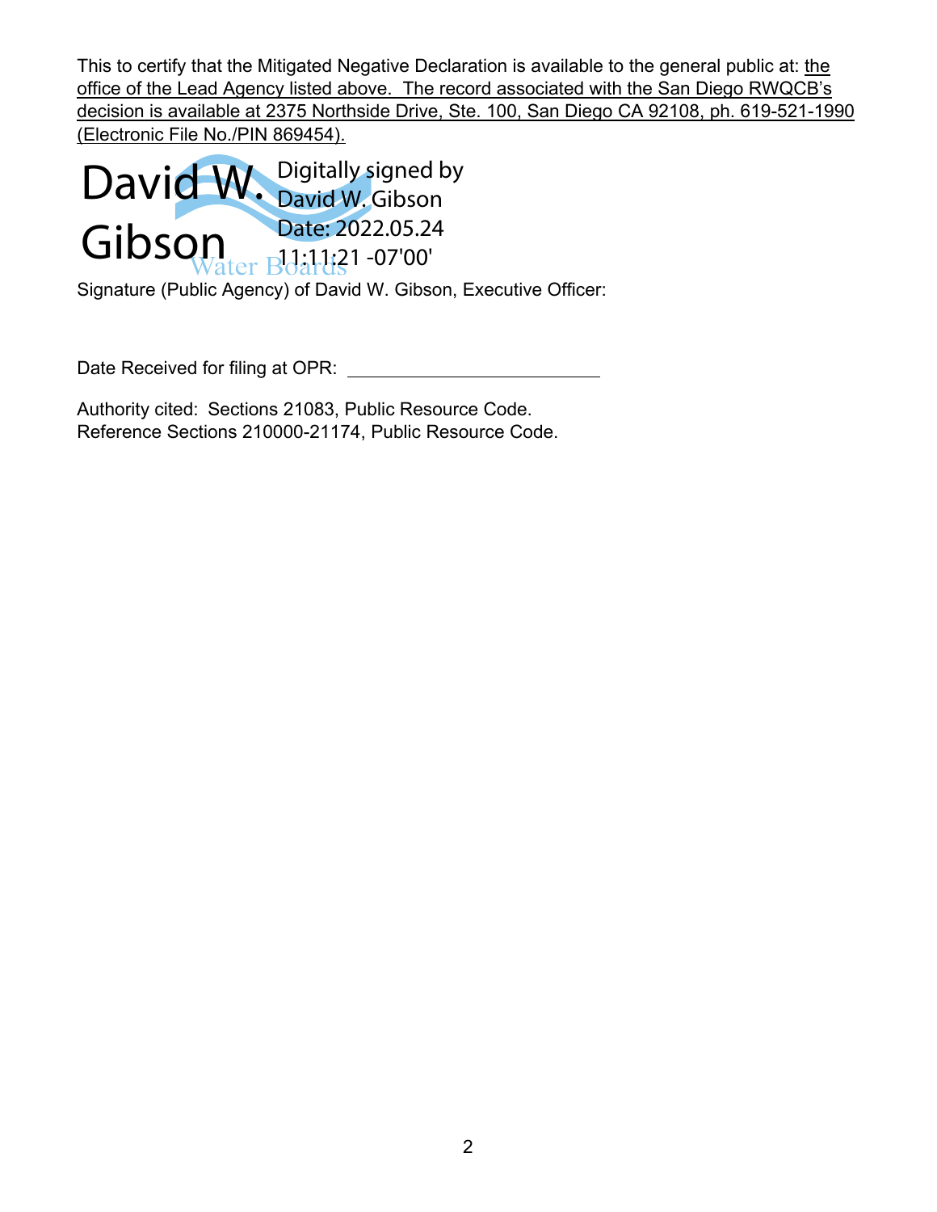This to certify that the Mitigated Negative Declaration is available to the general public at: the office of the Lead Agency listed above. The record associated with the San Diego RWQCB's decision is available at 2375 Northside Drive, Ste. 100, San Diego CA 92108, ph. 619-521-1990 (Electronic File No./PIN 869454).

David W. Gibson

Digitally signed by David W. Gibson
Date: 2022.05.24 11:11:21 -07'00'

Signature (Public Agency) of David W. Gibson, Executive Officer:

Date Received for filing at OPR: ____________________

Authority cited: Sections 21083, Public Resource Code.
Reference Sections 210000-21174, Public Resource Code.